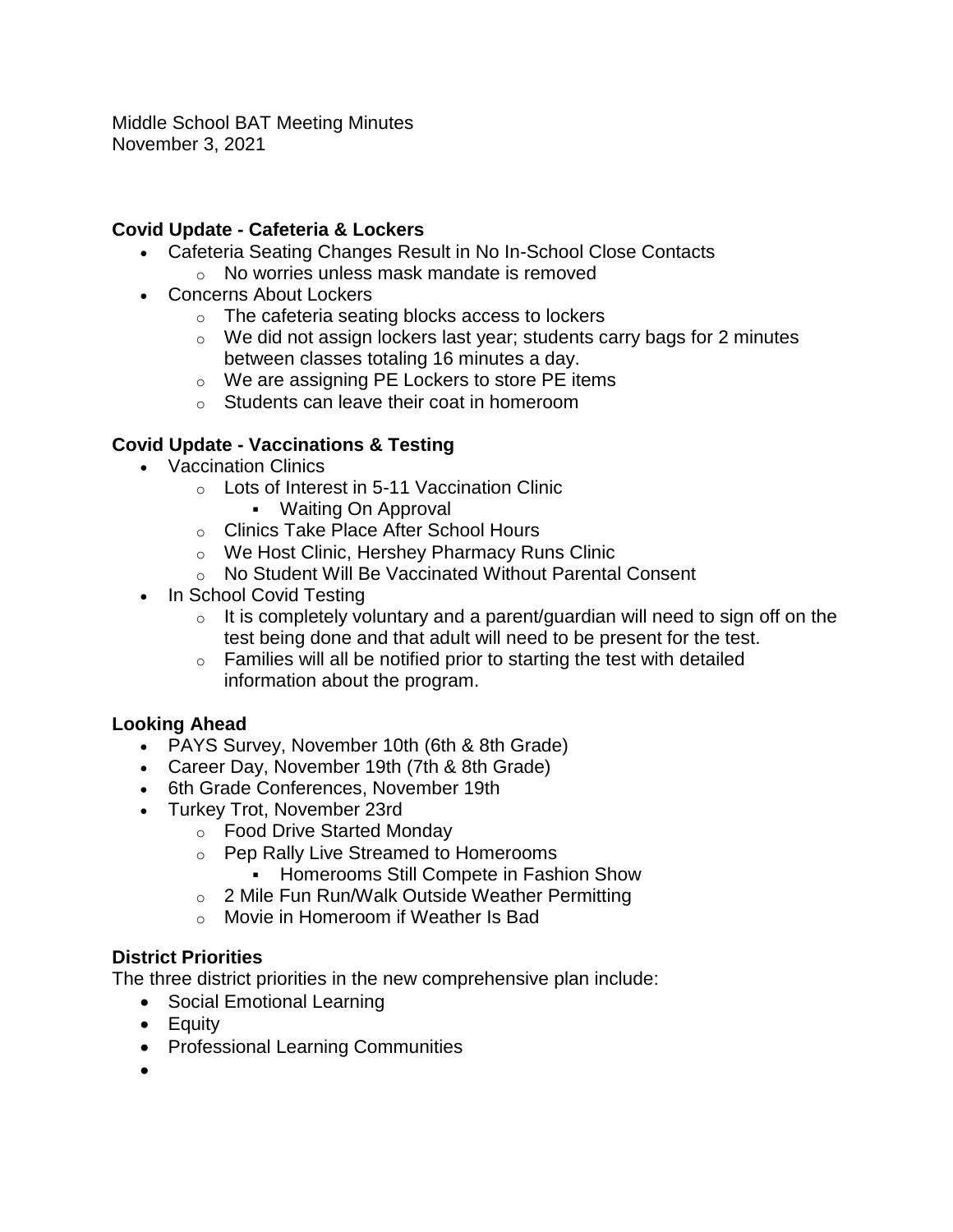Middle School BAT Meeting Minutes
November 3, 2021

### Covid Update - Cafeteria & Lockers

- Cafeteria Seating Changes Result in No In-School Close Contacts
  - No worries unless mask mandate is removed
- Concerns About Lockers
  - The cafeteria seating blocks access to lockers
  - We did not assign lockers last year; students carry bags for 2 minutes between classes totaling 16 minutes a day.
  - We are assigning PE Lockers to store PE items
  - Students can leave their coat in homeroom

### Covid Update - Vaccinations & Testing

- Vaccination Clinics
  - Lots of Interest in 5-11 Vaccination Clinic
    - Waiting On Approval
  - Clinics Take Place After School Hours
  - We Host Clinic, Hershey Pharmacy Runs Clinic
  - No Student Will Be Vaccinated Without Parental Consent
- In School Covid Testing
  - It is completely voluntary and a parent/guardian will need to sign off on the test being done and that adult will need to be present for the test.
  - Families will all be notified prior to starting the test with detailed information about the program.

### Looking Ahead

- PAYS Survey, November 10th (6th & 8th Grade)
- Career Day, November 19th (7th & 8th Grade)
- 6th Grade Conferences, November 19th
- Turkey Trot, November 23rd
  - Food Drive Started Monday
  - Pep Rally Live Streamed to Homerooms
    - Homerooms Still Compete in Fashion Show
  - 2 Mile Fun Run/Walk Outside Weather Permitting
  - Movie in Homeroom if Weather Is Bad

### District Priorities

The three district priorities in the new comprehensive plan include:

- Social Emotional Learning
- Equity
- Professional Learning Communities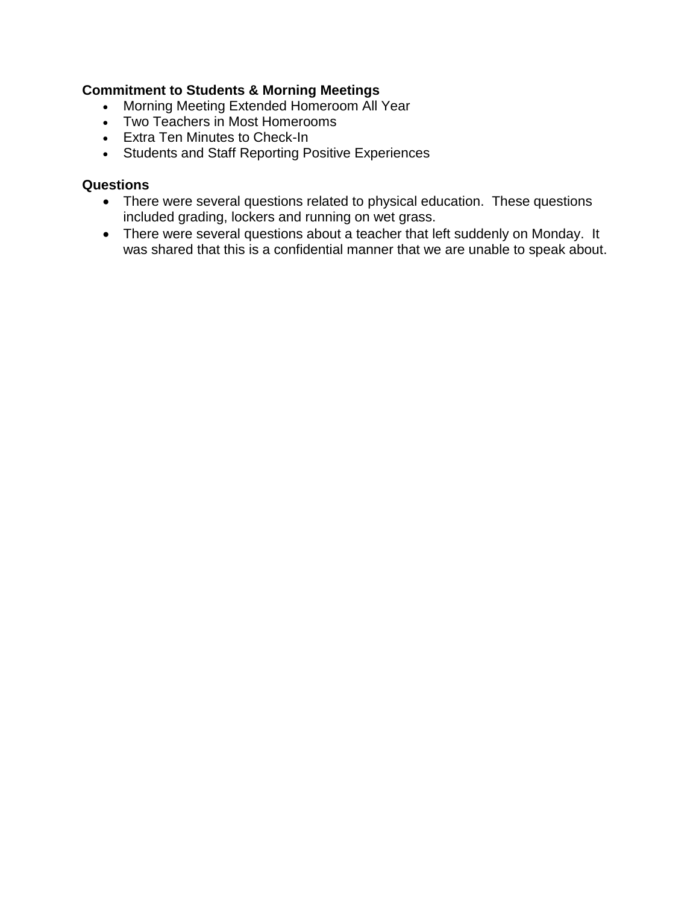**Commitment to Students & Morning Meetings**

- Morning Meeting Extended Homeroom All Year
- Two Teachers in Most Homerooms
- Extra Ten Minutes to Check-In
- Students and Staff Reporting Positive Experiences

**Questions**

- There were several questions related to physical education. These questions included grading, lockers and running on wet grass.
- There were several questions about a teacher that left suddenly on Monday. It was shared that this is a confidential manner that we are unable to speak about.